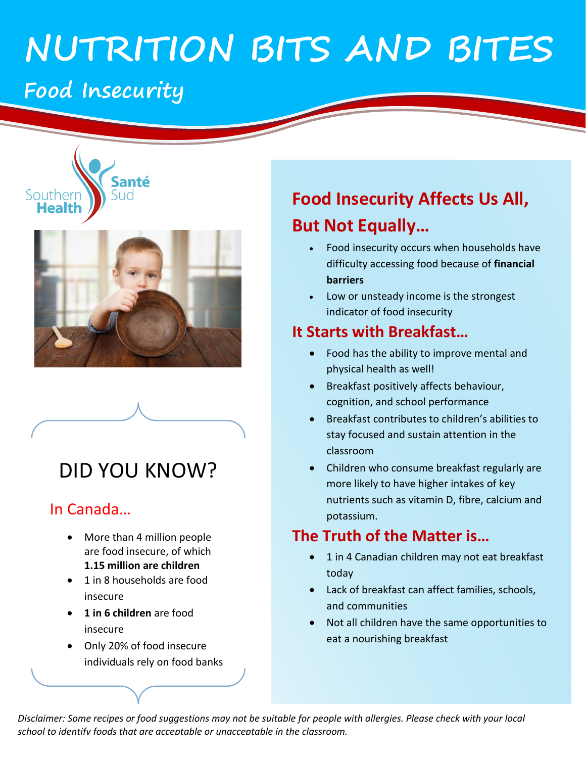# NUTRITION BITS AND BITES

## Food Insecurity

Southern Health Santé Sud

## DID YOU KNOW?

### In Canada…

- More than 4 million people are food insecure, of which **1.15 million are children**
- 1 in 8 households are food insecure
- **1 in 6 children** are food insecure
- Only 20% of food insecure individuals rely on food banks

## Food Insecurity Affects Us All, But Not Equally…

- Food insecurity occurs when households have difficulty accessing food because of **financial barriers**
- Low or unsteady income is the strongest indicator of food insecurity

## It Starts with Breakfast…

- Food has the ability to improve mental and physical health as well!
- Breakfast positively affects behaviour, cognition, and school performance
- Breakfast contributes to children's abilities to stay focused and sustain attention in the classroom
- Children who consume breakfast regularly are more likely to have higher intakes of key nutrients such as vitamin D, fibre, calcium and potassium.

## The Truth of the Matter is…

- 1 in 4 Canadian children may not eat breakfast today
- Lack of breakfast can affect families, schools, and communities
- Not all children have the same opportunities to eat a nourishing breakfast

*Disclaimer: Some recipes or food suggestions may not be suitable for people with allergies. Please check with your local school to identify foods that are acceptable or unacceptable in the classroom.*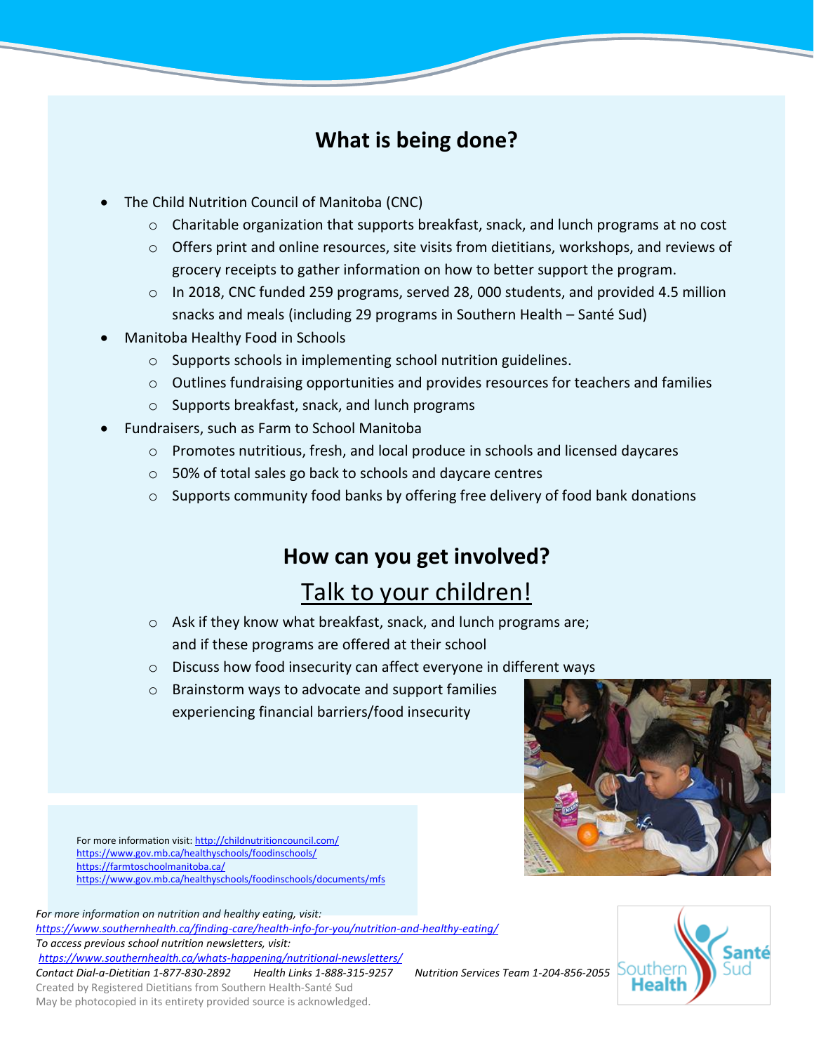## What is being done?

- The Child Nutrition Council of Manitoba (CNC)
  - Charitable organization that supports breakfast, snack, and lunch programs at no cost
  - Offers print and online resources, site visits from dietitians, workshops, and reviews of grocery receipts to gather information on how to better support the program.
  - In 2018, CNC funded 259 programs, served 28, 000 students, and provided 4.5 million snacks and meals (including 29 programs in Southern Health – Santé Sud)
- Manitoba Healthy Food in Schools
  - Supports schools in implementing school nutrition guidelines.
  - Outlines fundraising opportunities and provides resources for teachers and families
  - Supports breakfast, snack, and lunch programs
- Fundraisers, such as Farm to School Manitoba
  - Promotes nutritious, fresh, and local produce in schools and licensed daycares
  - 50% of total sales go back to schools and daycare centres
  - Supports community food banks by offering free delivery of food bank donations

## How can you get involved?

### Talk to your children!

- Ask if they know what breakfast, snack, and lunch programs are; and if these programs are offered at their school
- Discuss how food insecurity can affect everyone in different ways
- Brainstorm ways to advocate and support families experiencing financial barriers/food insecurity

For more information visit: http://childnutritioncouncil.com/
https://www.gov.mb.ca/healthyschools/foodinschools/
https://farmtoschoolmanitoba.ca/
https://www.gov.mb.ca/healthyschools/foodinschools/documents/mfs

*For more information on nutrition and healthy eating, visit:*
*https://www.southernhealth.ca/finding-care/health-info-for-you/nutrition-and-healthy-eating/*
*To access previous school nutrition newsletters, visit:*
*https://www.southernhealth.ca/whats-happening/nutritional-newsletters/*
*Contact Dial-a-Dietitian 1-877-830-2892 Health Links 1-888-315-9257 Nutrition Services Team 1-204-856-2055*

Created by Registered Dietitians from Southern Health-Santé Sud
May be photocopied in its entirety provided source is acknowledged.

Southern Health Santé Sud